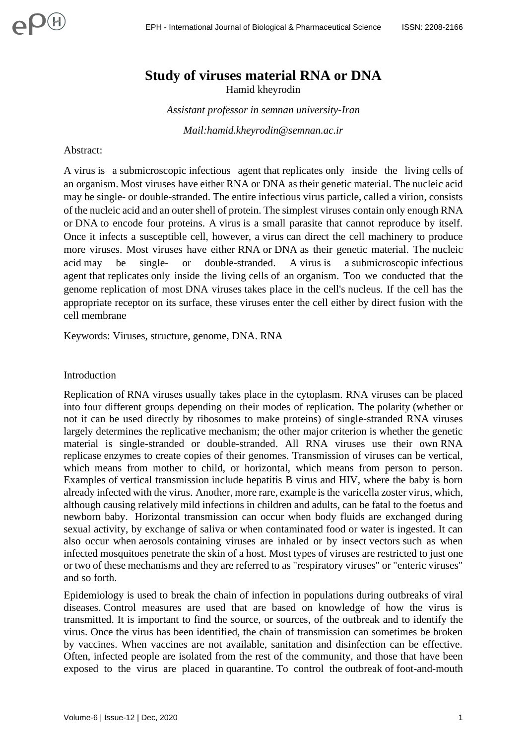# Study of viruses material RNA or DNA

Hamid kheyrodin

*Assistant professor in semnan university-Iran*

*Mail:hamid.kheyrodin@semnan.ac.ir*

Abstract:

A virus is a submicroscopic infectious agent that replicates only inside the living cells of an organism. Most viruses have either RNA or DNA as their genetic material. The nucleic acid may be single- or double-stranded. The entire infectious virus particle, called a virion, consists of the nucleic acid and an outer shell of protein. The simplest viruses contain only enough RNA or DNA to encode four proteins. A virus is a small parasite that cannot reproduce by itself. Once it infects a susceptible cell, however, a virus can direct the cell machinery to produce more viruses. Most viruses have either RNA or DNA as their genetic material. The nucleic acid may be single- or double-stranded. A virus is a submicroscopic infectious agent that replicates only inside the living cells of an organism. Too we conducted that the genome replication of most DNA viruses takes place in the cell's nucleus. If the cell has the appropriate receptor on its surface, these viruses enter the cell either by direct fusion with the cell membrane

Keywords: Viruses, structure, genome, DNA. RNA

## Introduction

Replication of RNA viruses usually takes place in the cytoplasm. RNA viruses can be placed into four different groups depending on their modes of replication. The polarity (whether or not it can be used directly by ribosomes to make proteins) of single-stranded RNA viruses largely determines the replicative mechanism; the other major criterion is whether the genetic material is single-stranded or double-stranded. All RNA viruses use their own RNA replicase enzymes to create copies of their genomes. Transmission of viruses can be vertical, which means from mother to child, or horizontal, which means from person to person. Examples of vertical transmission include hepatitis B virus and HIV, where the baby is born already infected with the virus. Another, more rare, example is the varicella zoster virus, which, although causing relatively mild infections in children and adults, can be fatal to the foetus and newborn baby. Horizontal transmission can occur when body fluids are exchanged during sexual activity, by exchange of saliva or when contaminated food or water is ingested. It can also occur when aerosols containing viruses are inhaled or by insect vectors such as when infected mosquitoes penetrate the skin of a host. Most types of viruses are restricted to just one or two of these mechanisms and they are referred to as "respiratory viruses" or "enteric viruses" and so forth.

Epidemiology is used to break the chain of infection in populations during outbreaks of viral diseases. Control measures are used that are based on knowledge of how the virus is transmitted. It is important to find the source, or sources, of the outbreak and to identify the virus. Once the virus has been identified, the chain of transmission can sometimes be broken by vaccines. When vaccines are not available, sanitation and disinfection can be effective. Often, infected people are isolated from the rest of the community, and those that have been exposed to the virus are placed in quarantine. To control the outbreak of foot-and-mouth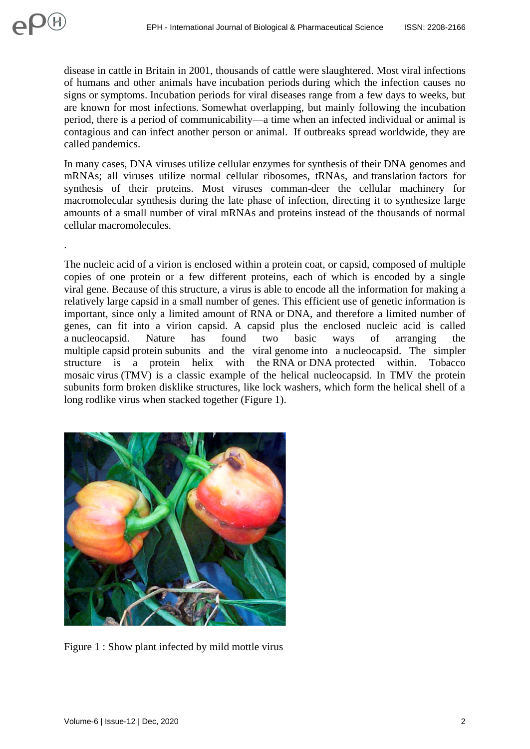disease in cattle in Britain in 2001, thousands of cattle were slaughtered. Most viral infections of humans and other animals have incubation periods during which the infection causes no signs or symptoms. Incubation periods for viral diseases range from a few days to weeks, but are known for most infections. Somewhat overlapping, but mainly following the incubation period, there is a period of communicability—a time when an infected individual or animal is contagious and can infect another person or animal. If outbreaks spread worldwide, they are called pandemics.

In many cases, DNA viruses utilize cellular enzymes for synthesis of their DNA genomes and mRNAs; all viruses utilize normal cellular ribosomes, tRNAs, and translation factors for synthesis of their proteins. Most viruses comman-deer the cellular machinery for macromolecular synthesis during the late phase of infection, directing it to synthesize large amounts of a small number of viral mRNAs and proteins instead of the thousands of normal cellular macromolecules.

.

The nucleic acid of a virion is enclosed within a protein coat, or capsid, composed of multiple copies of one protein or a few different proteins, each of which is encoded by a single viral gene. Because of this structure, a virus is able to encode all the information for making a relatively large capsid in a small number of genes. This efficient use of genetic information is important, since only a limited amount of RNA or DNA, and therefore a limited number of genes, can fit into a virion capsid. A capsid plus the enclosed nucleic acid is called a nucleocapsid. Nature has found two basic ways of arranging the multiple capsid protein subunits and the viral genome into a nucleocapsid. The simpler structure is a protein helix with the RNA or DNA protected within. Tobacco mosaic virus (TMV) is a classic example of the helical nucleocapsid. In TMV the protein subunits form broken disklike structures, like lock washers, which form the helical shell of a long rodlike virus when stacked together (Figure 1).

Figure 1 : Show plant infected by mild mottle virus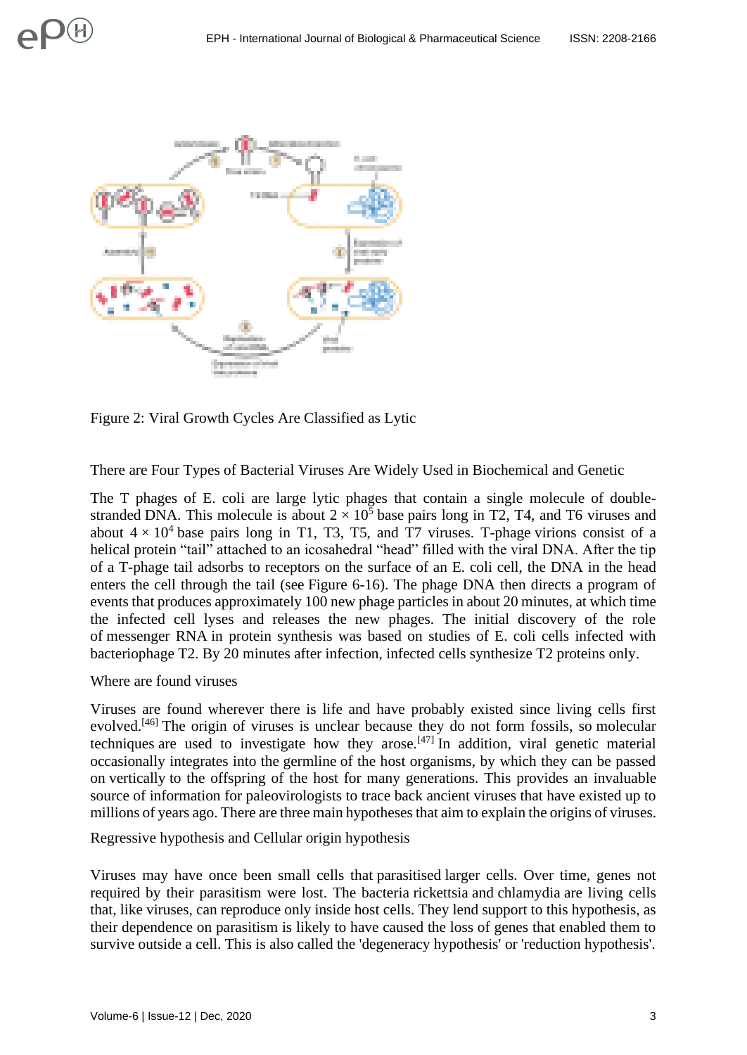Figure 2: Viral Growth Cycles Are Classified as Lytic

There are Four Types of Bacterial Viruses Are Widely Used in Biochemical and Genetic

The T phages of E. coli are large lytic phages that contain a single molecule of double-stranded DNA. This molecule is about $2 \times 10^5$ base pairs long in T2, T4, and T6 viruses and about $4 \times 10^4$ base pairs long in T1, T3, T5, and T7 viruses. T-phage virions consist of a helical protein "tail" attached to an icosahedral "head" filled with the viral DNA. After the tip of a T-phage tail adsorbs to receptors on the surface of an E. coli cell, the DNA in the head enters the cell through the tail (see Figure 6-16). The phage DNA then directs a program of events that produces approximately 100 new phage particles in about 20 minutes, at which time the infected cell lyses and releases the new phages. The initial discovery of the role of messenger RNA in protein synthesis was based on studies of E. coli cells infected with bacteriophage T2. By 20 minutes after infection, infected cells synthesize T2 proteins only.

Where are found viruses

Viruses are found wherever there is life and have probably existed since living cells first evolved.[46] The origin of viruses is unclear because they do not form fossils, so molecular techniques are used to investigate how they arose.[47] In addition, viral genetic material occasionally integrates into the germline of the host organisms, by which they can be passed on vertically to the offspring of the host for many generations. This provides an invaluable source of information for paleovirologists to trace back ancient viruses that have existed up to millions of years ago. There are three main hypotheses that aim to explain the origins of viruses.

Regressive hypothesis and Cellular origin hypothesis

Viruses may have once been small cells that parasitised larger cells. Over time, genes not required by their parasitism were lost. The bacteria rickettsia and chlamydia are living cells that, like viruses, can reproduce only inside host cells. They lend support to this hypothesis, as their dependence on parasitism is likely to have caused the loss of genes that enabled them to survive outside a cell. This is also called the 'degeneracy hypothesis' or 'reduction hypothesis'.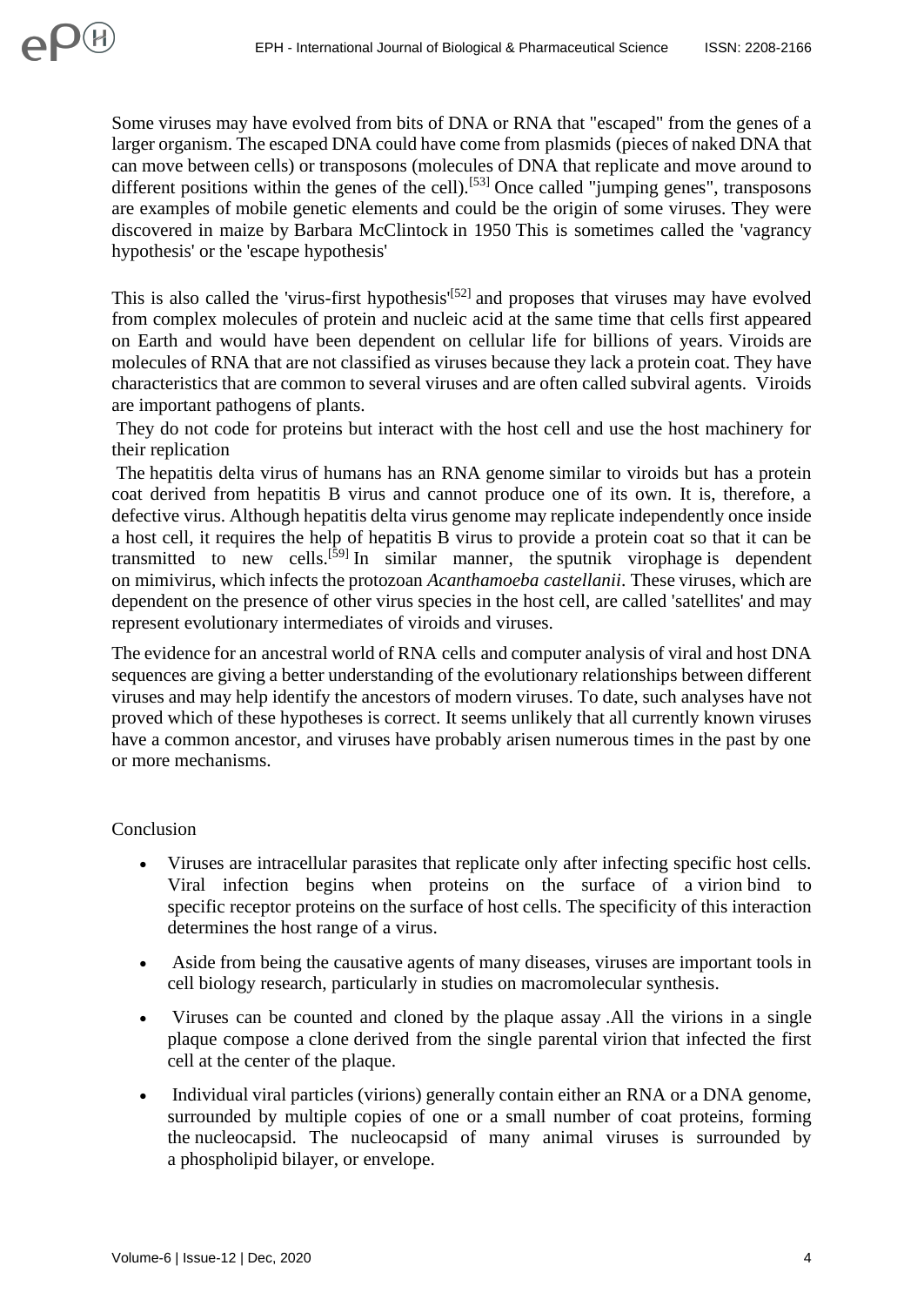Some viruses may have evolved from bits of DNA or RNA that "escaped" from the genes of a larger organism. The escaped DNA could have come from plasmids (pieces of naked DNA that can move between cells) or transposons (molecules of DNA that replicate and move around to different positions within the genes of the cell).[53] Once called "jumping genes", transposons are examples of mobile genetic elements and could be the origin of some viruses. They were discovered in maize by Barbara McClintock in 1950 This is sometimes called the 'vagrancy hypothesis' or the 'escape hypothesis'

This is also called the 'virus-first hypothesis'[52] and proposes that viruses may have evolved from complex molecules of protein and nucleic acid at the same time that cells first appeared on Earth and would have been dependent on cellular life for billions of years. Viroids are molecules of RNA that are not classified as viruses because they lack a protein coat. They have characteristics that are common to several viruses and are often called subviral agents. Viroids are important pathogens of plants.

They do not code for proteins but interact with the host cell and use the host machinery for their replication

The hepatitis delta virus of humans has an RNA genome similar to viroids but has a protein coat derived from hepatitis B virus and cannot produce one of its own. It is, therefore, a defective virus. Although hepatitis delta virus genome may replicate independently once inside a host cell, it requires the help of hepatitis B virus to provide a protein coat so that it can be transmitted to new cells.[59] In similar manner, the sputnik virophage is dependent on mimivirus, which infects the protozoan *Acanthamoeba castellanii*. These viruses, which are dependent on the presence of other virus species in the host cell, are called 'satellites' and may represent evolutionary intermediates of viroids and viruses.

The evidence for an ancestral world of RNA cells and computer analysis of viral and host DNA sequences are giving a better understanding of the evolutionary relationships between different viruses and may help identify the ancestors of modern viruses. To date, such analyses have not proved which of these hypotheses is correct. It seems unlikely that all currently known viruses have a common ancestor, and viruses have probably arisen numerous times in the past by one or more mechanisms.

## Conclusion

- Viruses are intracellular parasites that replicate only after infecting specific host cells. Viral infection begins when proteins on the surface of a virion bind to specific receptor proteins on the surface of host cells. The specificity of this interaction determines the host range of a virus.
- Aside from being the causative agents of many diseases, viruses are important tools in cell biology research, particularly in studies on macromolecular synthesis.
- Viruses can be counted and cloned by the plaque assay .All the virions in a single plaque compose a clone derived from the single parental virion that infected the first cell at the center of the plaque.
- Individual viral particles (virions) generally contain either an RNA or a DNA genome, surrounded by multiple copies of one or a small number of coat proteins, forming the nucleocapsid. The nucleocapsid of many animal viruses is surrounded by a phospholipid bilayer, or envelope.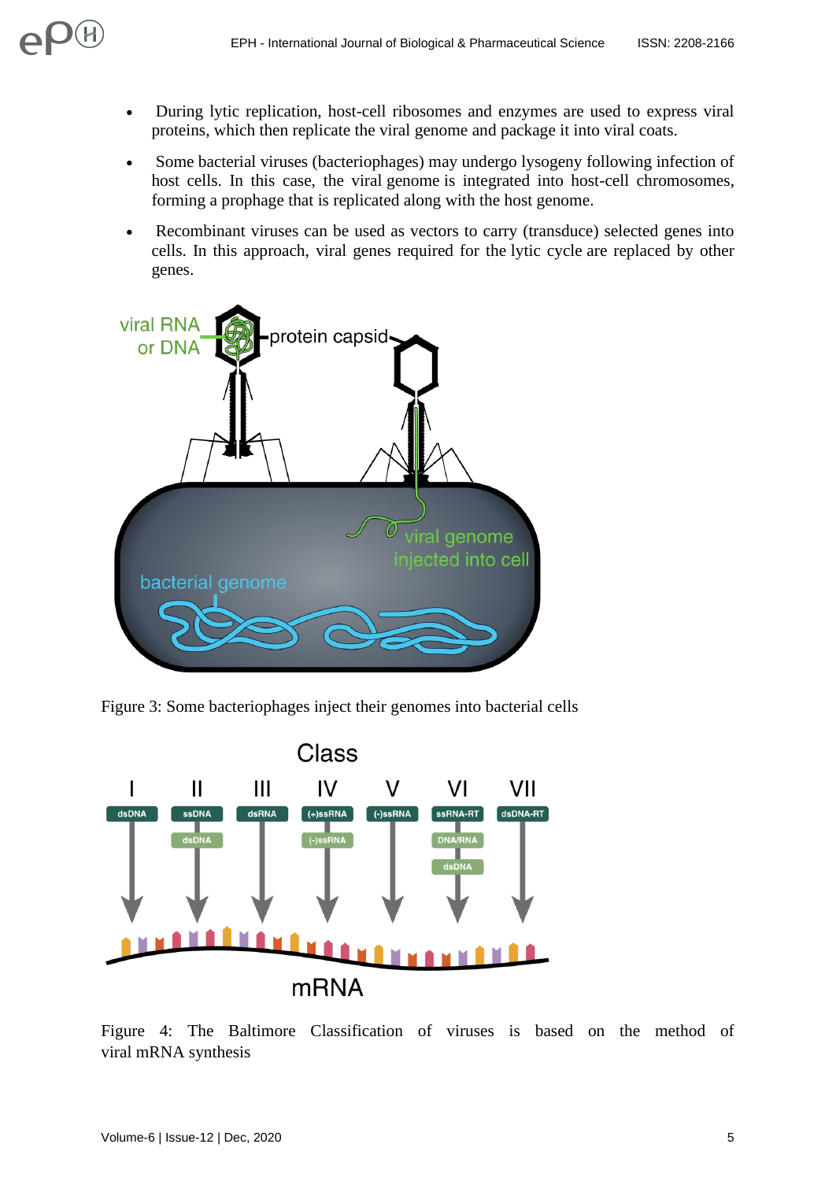- During lytic replication, host-cell ribosomes and enzymes are used to express viral proteins, which then replicate the viral genome and package it into viral coats.
- Some bacterial viruses (bacteriophages) may undergo lysogeny following infection of host cells. In this case, the viral genome is integrated into host-cell chromosomes, forming a prophage that is replicated along with the host genome.
- Recombinant viruses can be used as vectors to carry (transduce) selected genes into cells. In this approach, viral genes required for the lytic cycle are replaced by other genes.

Figure 3: Some bacteriophages inject their genomes into bacterial cells

Figure 4: The Baltimore Classification of viruses is based on the method of viral mRNA synthesis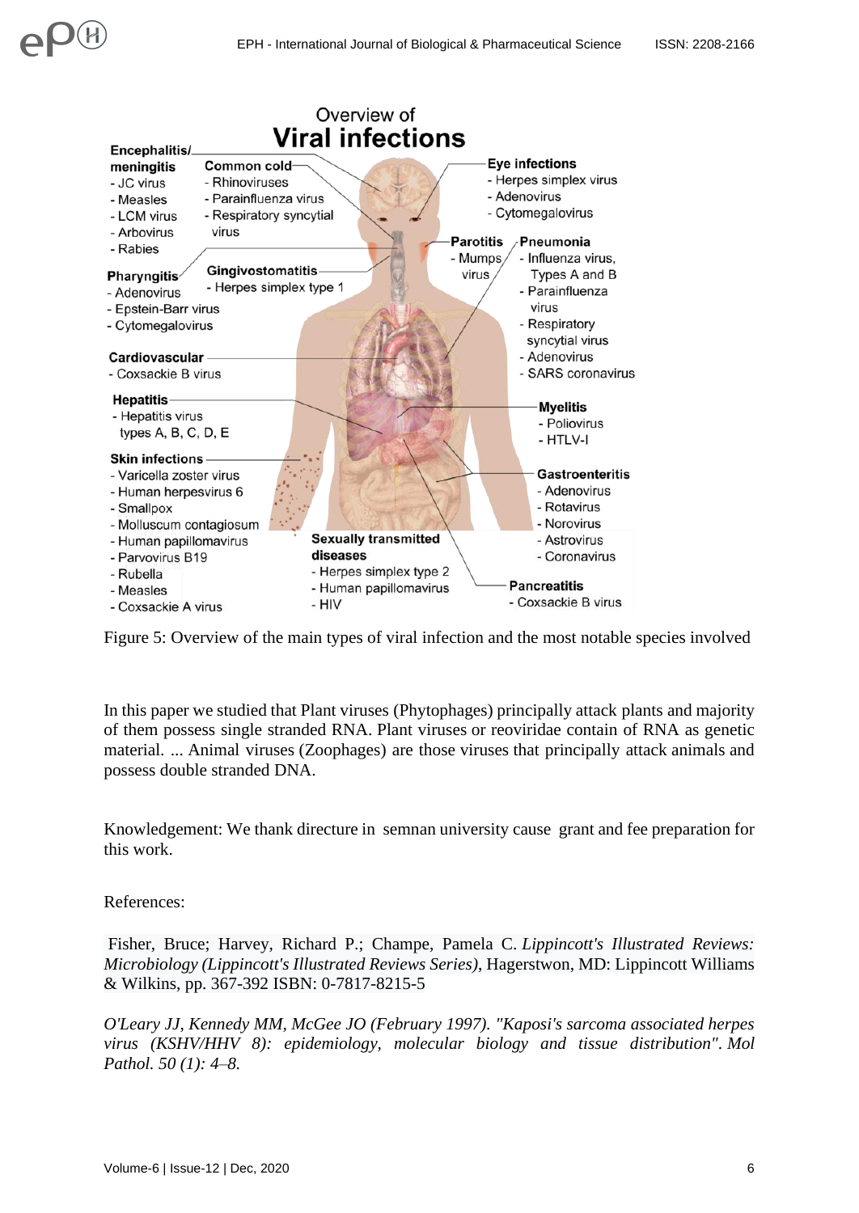Figure 5: Overview of the main types of viral infection and the most notable species involved

In this paper we studied that Plant viruses (Phytophages) principally attack plants and majority of them possess single stranded RNA. Plant viruses or reoviridae contain of RNA as genetic material. ... Animal viruses (Zoophages) are those viruses that principally attack animals and possess double stranded DNA.

Knowledgement: We thank directure in semnan university cause grant and fee preparation for this work.

References:

Fisher, Bruce; Harvey, Richard P.; Champe, Pamela C. *Lippincott's Illustrated Reviews: Microbiology (Lippincott's Illustrated Reviews Series)*, Hagerstwon, MD: Lippincott Williams & Wilkins, pp. 367-392 ISBN: 0-7817-8215-5

*O'Leary JJ, Kennedy MM, McGee JO (February 1997). "Kaposi's sarcoma associated herpes virus (KSHV/HHV 8): epidemiology, molecular biology and tissue distribution". Mol Pathol. 50 (1): 4–8.*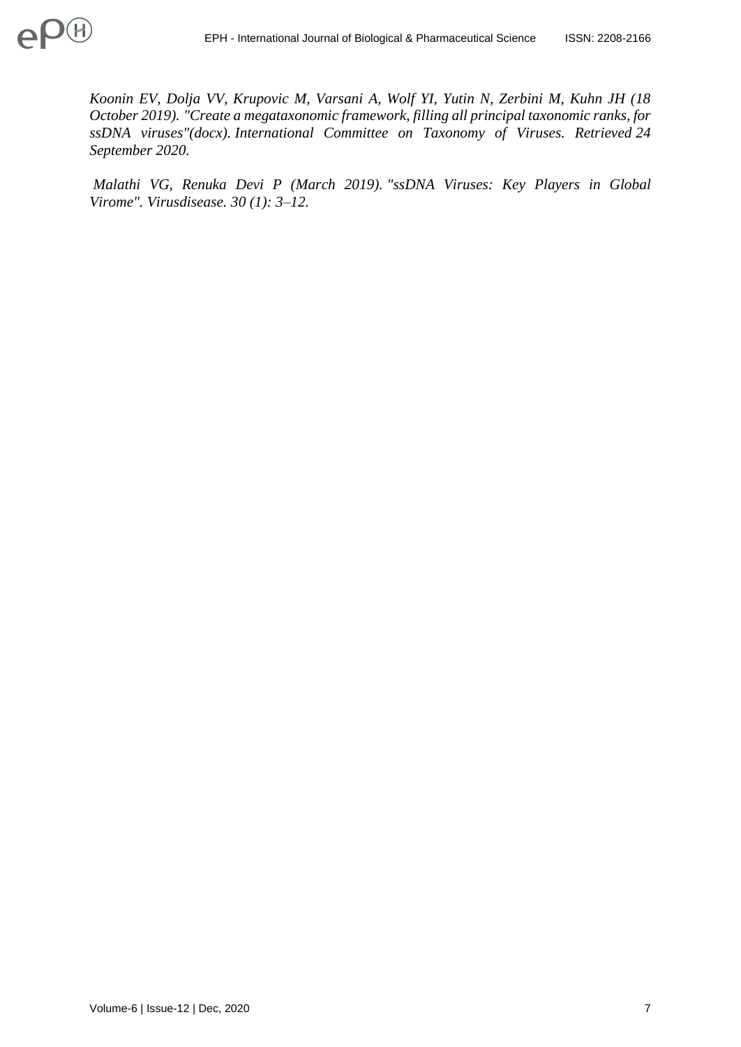*Koonin EV, Dolja VV, Krupovic M, Varsani A, Wolf YI, Yutin N, Zerbini M, Kuhn JH (18 October 2019). "Create a megataxonomic framework, filling all principal taxonomic ranks, for ssDNA viruses"(docx). International Committee on Taxonomy of Viruses. Retrieved 24 September 2020.*

*Malathi VG, Renuka Devi P (March 2019). "ssDNA Viruses: Key Players in Global Virome". Virusdisease. 30 (1): 3–12.*